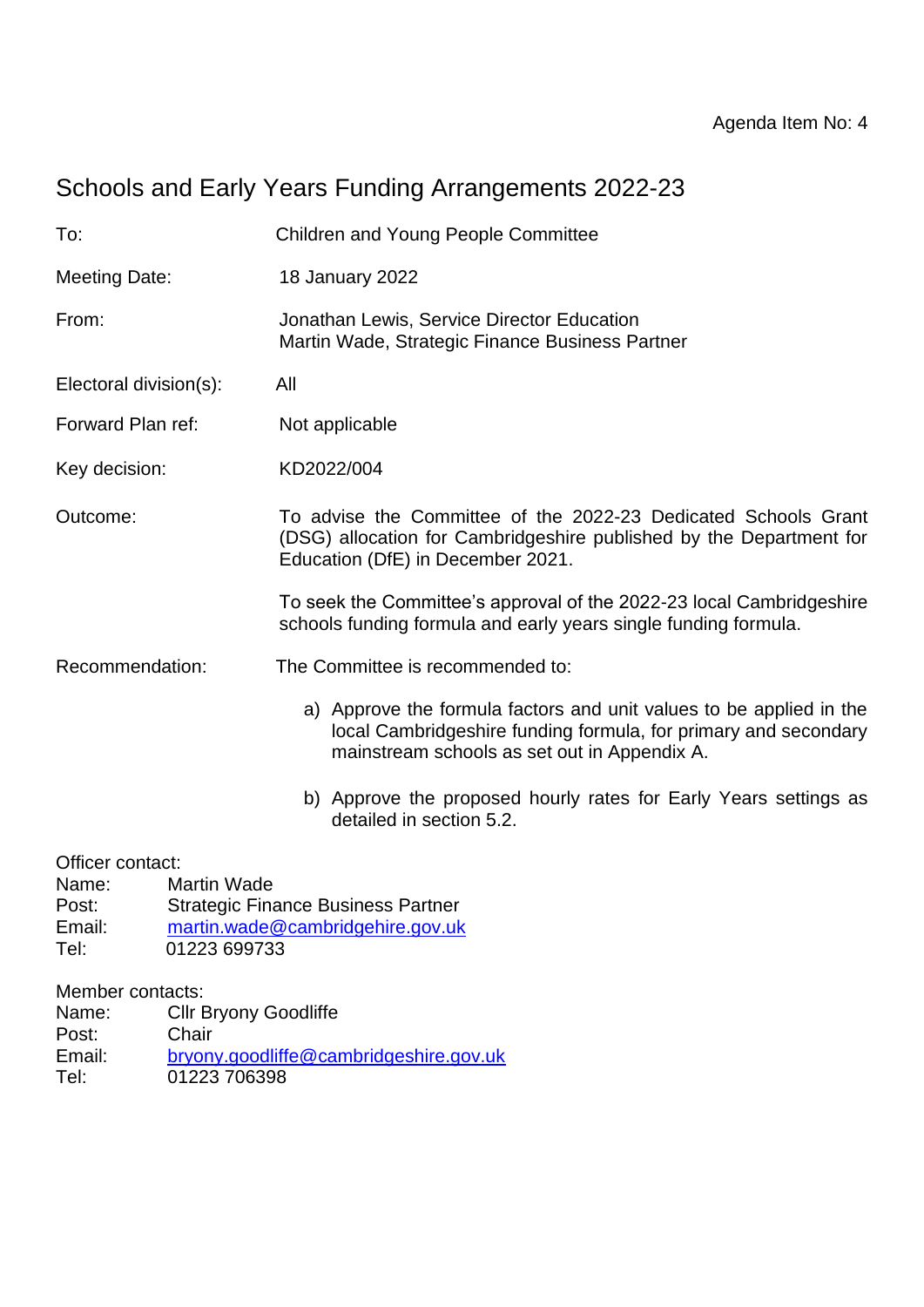Agenda Item No: 4

# Schools and Early Years Funding Arrangements 2022-23

To: Children and Young People Committee

Meeting Date: 18 January 2022

From: Jonathan Lewis, Service Director Education
Martin Wade, Strategic Finance Business Partner

Electoral division(s): All

Forward Plan ref: Not applicable

Key decision: KD2022/004

Outcome: To advise the Committee of the 2022-23 Dedicated Schools Grant (DSG) allocation for Cambridgeshire published by the Department for Education (DfE) in December 2021.

To seek the Committee's approval of the 2022-23 local Cambridgeshire schools funding formula and early years single funding formula.

Recommendation: The Committee is recommended to:

a) Approve the formula factors and unit values to be applied in the local Cambridgeshire funding formula, for primary and secondary mainstream schools as set out in Appendix A.

b) Approve the proposed hourly rates for Early Years settings as detailed in section 5.2.

Officer contact:
Name: Martin Wade
Post: Strategic Finance Business Partner
Email: martin.wade@cambridgehire.gov.uk
Tel: 01223 699733

Member contacts:
Name: Cllr Bryony Goodliffe
Post: Chair
Email: bryony.goodliffe@cambridgeshire.gov.uk
Tel: 01223 706398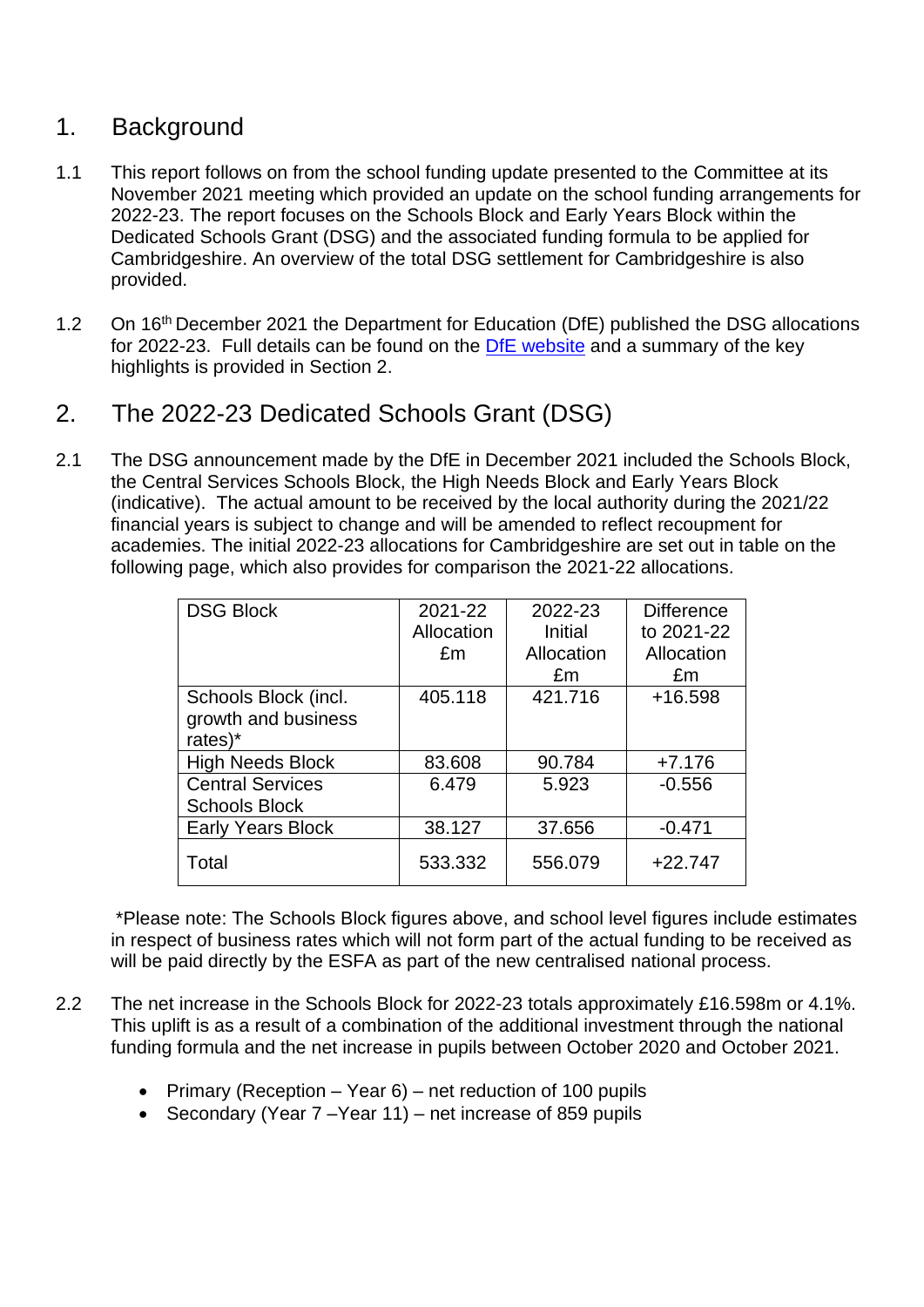## 1. Background

1.1 This report follows on from the school funding update presented to the Committee at its November 2021 meeting which provided an update on the school funding arrangements for 2022-23. The report focuses on the Schools Block and Early Years Block within the Dedicated Schools Grant (DSG) and the associated funding formula to be applied for Cambridgeshire. An overview of the total DSG settlement for Cambridgeshire is also provided.

1.2 On 16th December 2021 the Department for Education (DfE) published the DSG allocations for 2022-23. Full details can be found on the DfE website and a summary of the key highlights is provided in Section 2.

## 2. The 2022-23 Dedicated Schools Grant (DSG)

2.1 The DSG announcement made by the DfE in December 2021 included the Schools Block, the Central Services Schools Block, the High Needs Block and Early Years Block (indicative). The actual amount to be received by the local authority during the 2021/22 financial years is subject to change and will be amended to reflect recoupment for academies. The initial 2022-23 allocations for Cambridgeshire are set out in table on the following page, which also provides for comparison the 2021-22 allocations.

| DSG Block | 2021-22 Allocation £m | 2022-23 Initial Allocation £m | Difference to 2021-22 Allocation £m |
|---|---|---|---|
| Schools Block (incl. growth and business rates)* | 405.118 | 421.716 | +16.598 |
| High Needs Block | 83.608 | 90.784 | +7.176 |
| Central Services Schools Block | 6.479 | 5.923 | -0.556 |
| Early Years Block | 38.127 | 37.656 | -0.471 |
| Total | 533.332 | 556.079 | +22.747 |

*Please note: The Schools Block figures above, and school level figures include estimates in respect of business rates which will not form part of the actual funding to be received as will be paid directly by the ESFA as part of the new centralised national process.

2.2 The net increase in the Schools Block for 2022-23 totals approximately £16.598m or 4.1%. This uplift is as a result of a combination of the additional investment through the national funding formula and the net increase in pupils between October 2020 and October 2021.

- Primary (Reception – Year 6) – net reduction of 100 pupils
- Secondary (Year 7 –Year 11) – net increase of 859 pupils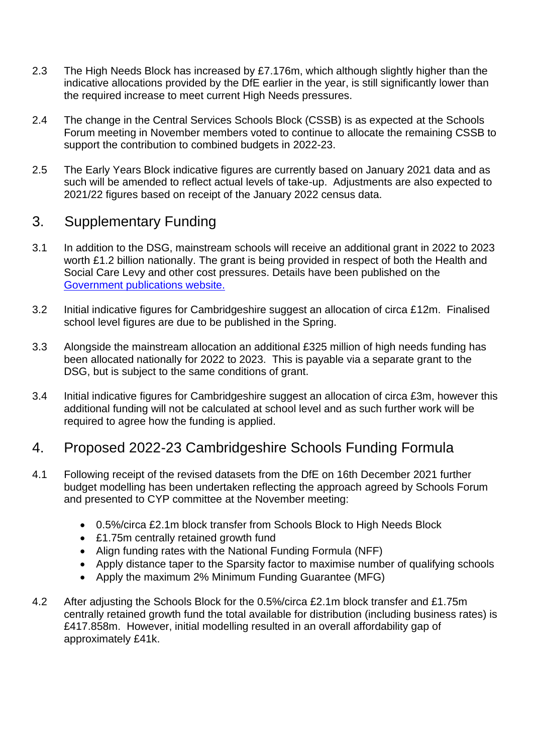2.3 The High Needs Block has increased by £7.176m, which although slightly higher than the indicative allocations provided by the DfE earlier in the year, is still significantly lower than the required increase to meet current High Needs pressures.

2.4 The change in the Central Services Schools Block (CSSB) is as expected at the Schools Forum meeting in November members voted to continue to allocate the remaining CSSB to support the contribution to combined budgets in 2022-23.

2.5 The Early Years Block indicative figures are currently based on January 2021 data and as such will be amended to reflect actual levels of take-up. Adjustments are also expected to 2021/22 figures based on receipt of the January 2022 census data.

## 3. Supplementary Funding

3.1 In addition to the DSG, mainstream schools will receive an additional grant in 2022 to 2023 worth £1.2 billion nationally. The grant is being provided in respect of both the Health and Social Care Levy and other cost pressures. Details have been published on the Government publications website.

3.2 Initial indicative figures for Cambridgeshire suggest an allocation of circa £12m. Finalised school level figures are due to be published in the Spring.

3.3 Alongside the mainstream allocation an additional £325 million of high needs funding has been allocated nationally for 2022 to 2023. This is payable via a separate grant to the DSG, but is subject to the same conditions of grant.

3.4 Initial indicative figures for Cambridgeshire suggest an allocation of circa £3m, however this additional funding will not be calculated at school level and as such further work will be required to agree how the funding is applied.

## 4. Proposed 2022-23 Cambridgeshire Schools Funding Formula

4.1 Following receipt of the revised datasets from the DfE on 16th December 2021 further budget modelling has been undertaken reflecting the approach agreed by Schools Forum and presented to CYP committee at the November meeting:

- 0.5%/circa £2.1m block transfer from Schools Block to High Needs Block
- £1.75m centrally retained growth fund
- Align funding rates with the National Funding Formula (NFF)
- Apply distance taper to the Sparsity factor to maximise number of qualifying schools
- Apply the maximum 2% Minimum Funding Guarantee (MFG)

4.2 After adjusting the Schools Block for the 0.5%/circa £2.1m block transfer and £1.75m centrally retained growth fund the total available for distribution (including business rates) is £417.858m. However, initial modelling resulted in an overall affordability gap of approximately £41k.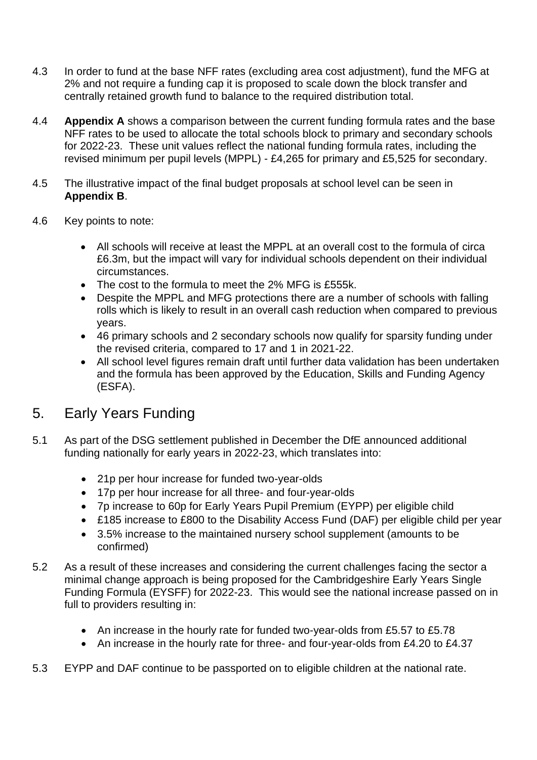4.3 In order to fund at the base NFF rates (excluding area cost adjustment), fund the MFG at 2% and not require a funding cap it is proposed to scale down the block transfer and centrally retained growth fund to balance to the required distribution total.

4.4 **Appendix A** shows a comparison between the current funding formula rates and the base NFF rates to be used to allocate the total schools block to primary and secondary schools for 2022-23. These unit values reflect the national funding formula rates, including the revised minimum per pupil levels (MPPL) - £4,265 for primary and £5,525 for secondary.

4.5 The illustrative impact of the final budget proposals at school level can be seen in **Appendix B**.

4.6 Key points to note:

- All schools will receive at least the MPPL at an overall cost to the formula of circa £6.3m, but the impact will vary for individual schools dependent on their individual circumstances.
- The cost to the formula to meet the 2% MFG is £555k.
- Despite the MPPL and MFG protections there are a number of schools with falling rolls which is likely to result in an overall cash reduction when compared to previous years.
- 46 primary schools and 2 secondary schools now qualify for sparsity funding under the revised criteria, compared to 17 and 1 in 2021-22.
- All school level figures remain draft until further data validation has been undertaken and the formula has been approved by the Education, Skills and Funding Agency (ESFA).

## 5. Early Years Funding

5.1 As part of the DSG settlement published in December the DfE announced additional funding nationally for early years in 2022-23, which translates into:

- 21p per hour increase for funded two-year-olds
- 17p per hour increase for all three- and four-year-olds
- 7p increase to 60p for Early Years Pupil Premium (EYPP) per eligible child
- £185 increase to £800 to the Disability Access Fund (DAF) per eligible child per year
- 3.5% increase to the maintained nursery school supplement (amounts to be confirmed)

5.2 As a result of these increases and considering the current challenges facing the sector a minimal change approach is being proposed for the Cambridgeshire Early Years Single Funding Formula (EYSFF) for 2022-23. This would see the national increase passed on in full to providers resulting in:

- An increase in the hourly rate for funded two-year-olds from £5.57 to £5.78
- An increase in the hourly rate for three- and four-year-olds from £4.20 to £4.37

5.3 EYPP and DAF continue to be passported on to eligible children at the national rate.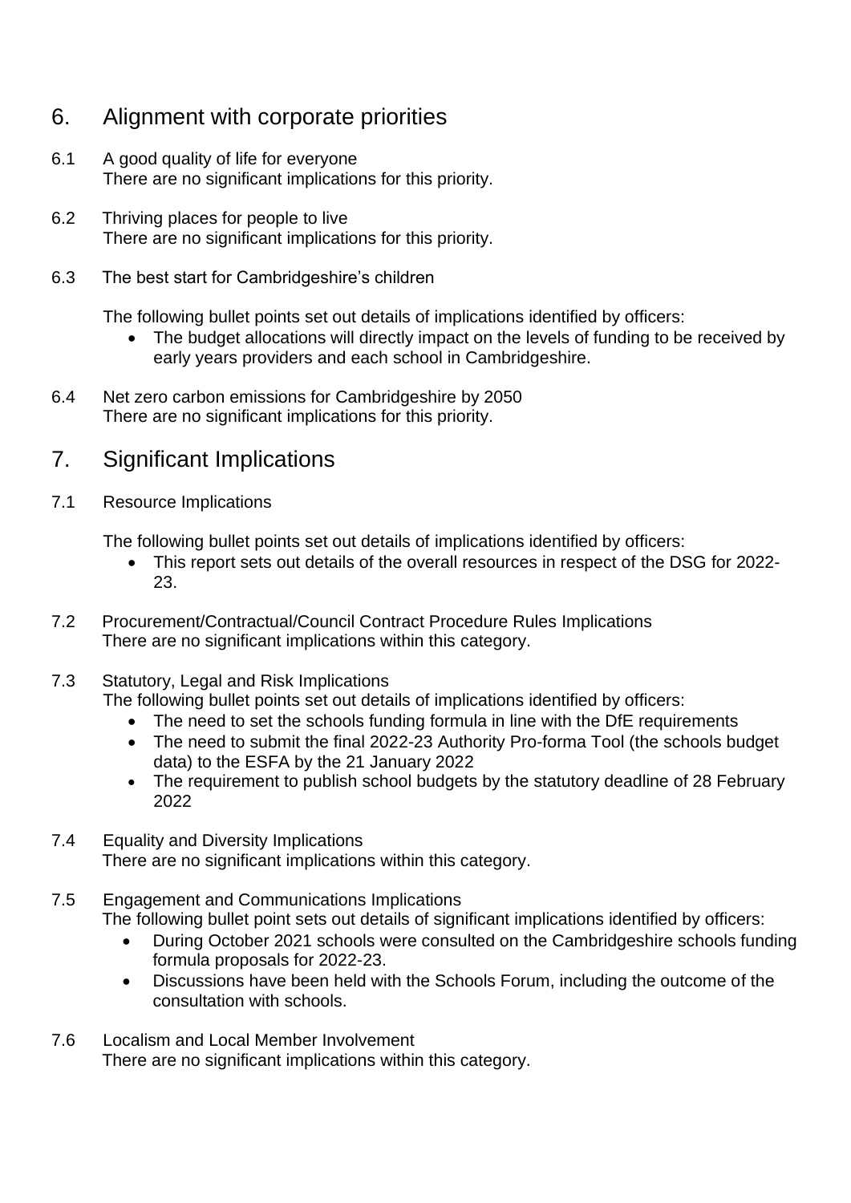## 6. Alignment with corporate priorities

6.1 A good quality of life for everyone
There are no significant implications for this priority.

6.2 Thriving places for people to live
There are no significant implications for this priority.

6.3 The best start for Cambridgeshire's children

The following bullet points set out details of implications identified by officers:

- The budget allocations will directly impact on the levels of funding to be received by early years providers and each school in Cambridgeshire.

6.4 Net zero carbon emissions for Cambridgeshire by 2050
There are no significant implications for this priority.

## 7. Significant Implications

7.1 Resource Implications

The following bullet points set out details of implications identified by officers:

- This report sets out details of the overall resources in respect of the DSG for 2022-23.

7.2 Procurement/Contractual/Council Contract Procedure Rules Implications
There are no significant implications within this category.

7.3 Statutory, Legal and Risk Implications
The following bullet points set out details of implications identified by officers:

- The need to set the schools funding formula in line with the DfE requirements
- The need to submit the final 2022-23 Authority Pro-forma Tool (the schools budget data) to the ESFA by the 21 January 2022
- The requirement to publish school budgets by the statutory deadline of 28 February 2022

7.4 Equality and Diversity Implications
There are no significant implications within this category.

7.5 Engagement and Communications Implications
The following bullet point sets out details of significant implications identified by officers:

- During October 2021 schools were consulted on the Cambridgeshire schools funding formula proposals for 2022-23.
- Discussions have been held with the Schools Forum, including the outcome of the consultation with schools.

7.6 Localism and Local Member Involvement
There are no significant implications within this category.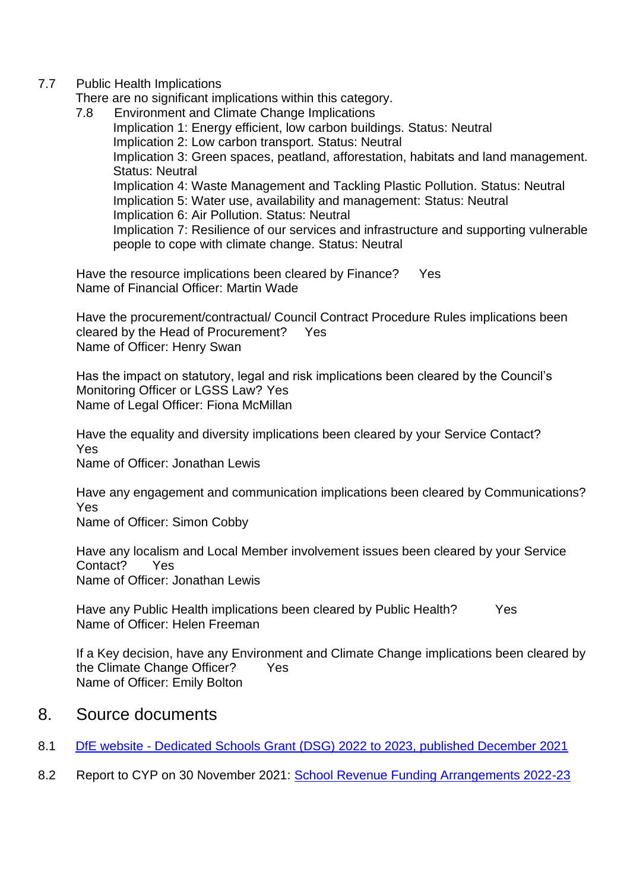7.7 Public Health Implications

There are no significant implications within this category.

7.8 Environment and Climate Change Implications

Implication 1: Energy efficient, low carbon buildings. Status: Neutral
Implication 2: Low carbon transport. Status: Neutral
Implication 3: Green spaces, peatland, afforestation, habitats and land management. Status: Neutral
Implication 4: Waste Management and Tackling Plastic Pollution. Status: Neutral
Implication 5: Water use, availability and management: Status: Neutral
Implication 6: Air Pollution. Status: Neutral
Implication 7: Resilience of our services and infrastructure and supporting vulnerable people to cope with climate change. Status: Neutral

Have the resource implications been cleared by Finance? Yes
Name of Financial Officer: Martin Wade

Have the procurement/contractual/ Council Contract Procedure Rules implications been cleared by the Head of Procurement? Yes
Name of Officer: Henry Swan

Has the impact on statutory, legal and risk implications been cleared by the Council's Monitoring Officer or LGSS Law? Yes
Name of Legal Officer: Fiona McMillan

Have the equality and diversity implications been cleared by your Service Contact? Yes
Name of Officer: Jonathan Lewis

Have any engagement and communication implications been cleared by Communications? Yes
Name of Officer: Simon Cobby

Have any localism and Local Member involvement issues been cleared by your Service Contact? Yes
Name of Officer: Jonathan Lewis

Have any Public Health implications been cleared by Public Health? Yes
Name of Officer: Helen Freeman

If a Key decision, have any Environment and Climate Change implications been cleared by the Climate Change Officer? Yes
Name of Officer: Emily Bolton

## 8. Source documents

8.1 DfE website - Dedicated Schools Grant (DSG) 2022 to 2023, published December 2021

8.2 Report to CYP on 30 November 2021: School Revenue Funding Arrangements 2022-23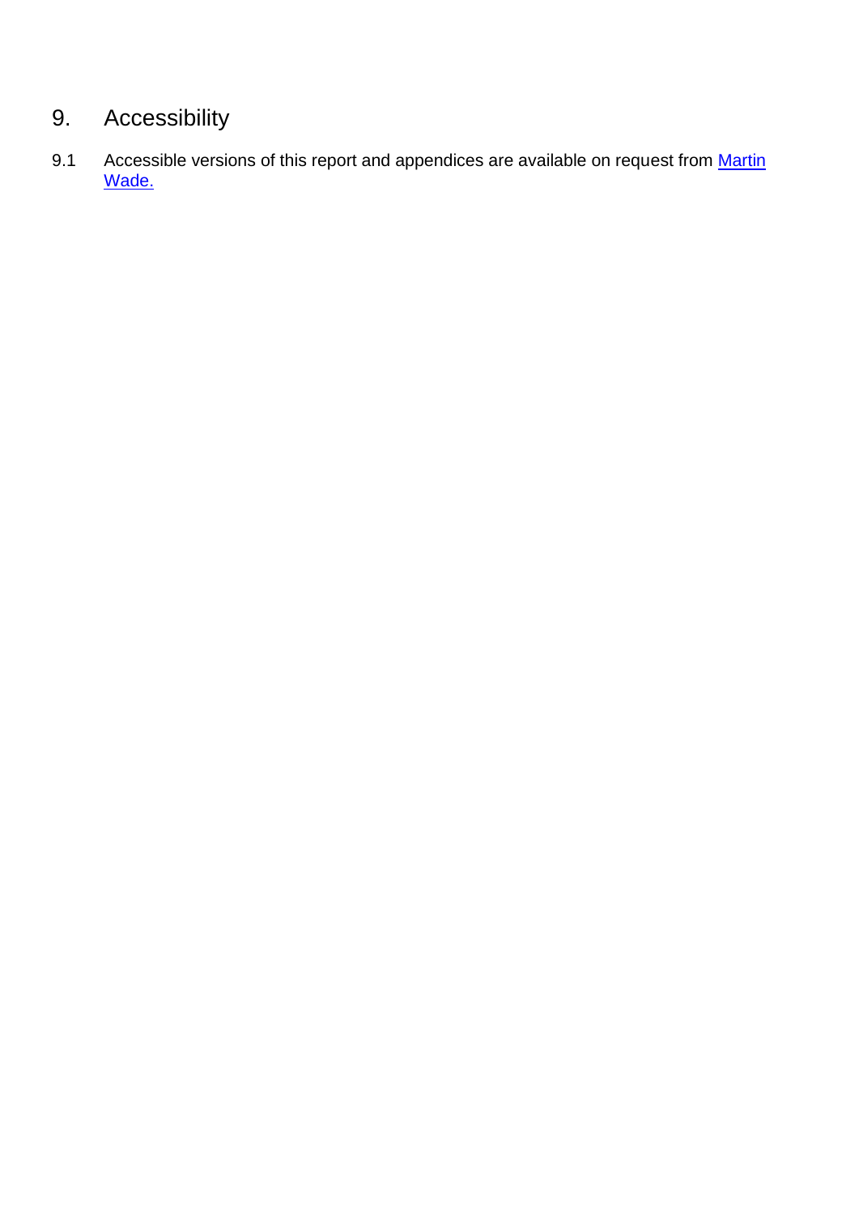## 9. Accessibility

9.1 Accessible versions of this report and appendices are available on request from Martin Wade.